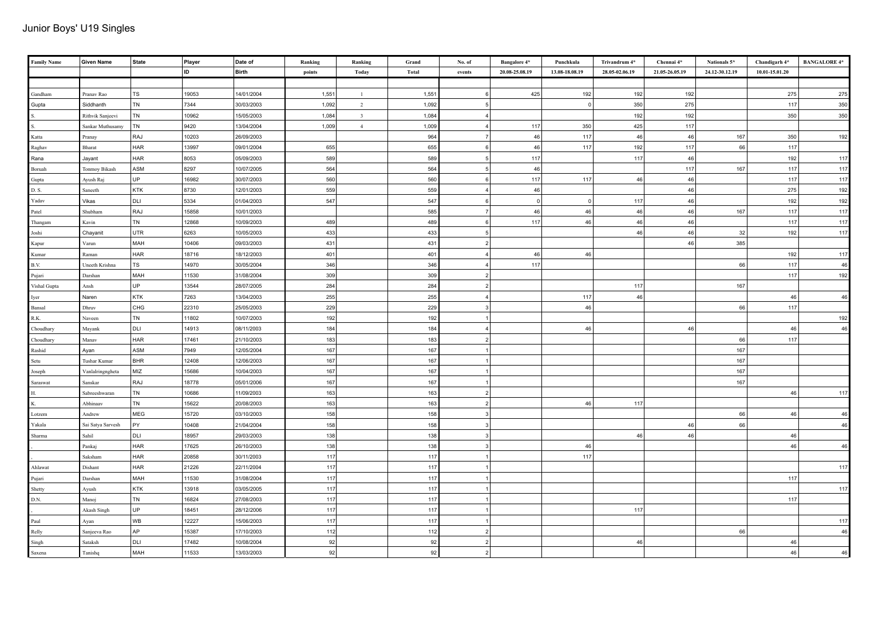# Junior Boys' U19 Singles

| Family Name | Given Name | State | Player ID | Date of Birth | Ranking points | Ranking Today | Grand Total | No. of events | Bangalore 4* 20.08-25.08.19 | Punchkula 13.08-18.08.19 | Trivandrum 4* 28.05-02.06.19 | Chennai 4* 21.05-26.05.19 | Nationals 5* 24.12-30.12.19 | Chandigarh 4* 10.01-15.01.20 | BANGALORE 4* |
|---|---|---|---|---|---|---|---|---|---|---|---|---|---|---|---|
| Gandham | Pranav Rao | TS | 19053 | 14/01/2004 | 1,551 | 1 | 1,551 | 6 | 425 | 192 | 192 | 192 | | 275 | 275 |
| Gupta | Siddhanth | TN | 7344 | 30/03/2003 | 1,092 | 2 | 1,092 | 5 | | 0 | 350 | 275 | | 117 | 350 |
| S. | Rithvik Sanjeevi | TN | 10962 | 15/05/2003 | 1,084 | 3 | 1,084 | 4 | | | 192 | 192 | | 350 | 350 |
| S. | Sankar Muthusamy | TN | 9420 | 13/04/2004 | 1,009 | 4 | 1,009 | 4 | 117 | 350 | 425 | 117 | | | |
| Katta | Pranay | RAJ | 10203 | 26/09/2003 | | | 964 | 7 | 46 | 117 | 46 | 46 | 167 | 350 | 192 |
| Raghav | Bharat | HAR | 13997 | 09/01/2004 | 655 | | 655 | 6 | 46 | 117 | 192 | 117 | 66 | 117 | |
| Rana | Jayant | HAR | 8053 | 05/09/2003 | 589 | | 589 | 5 | 117 | | 117 | 46 | | 192 | 117 |
| Boruah | Tonmoy Bikash | ASM | 8297 | 10/07/2005 | 564 | | 564 | 5 | 46 | | | 117 | 167 | 117 | 117 |
| Gupta | Ayush Raj | UP | 16982 | 30/07/2003 | 560 | | 560 | 6 | 117 | 117 | 46 | 46 | | 117 | 117 |
| D. S. | Saneeth | KTK | 8730 | 12/01/2003 | 559 | | 559 | 4 | 46 | | | 46 | | 275 | 192 |
| Yadav | Vikas | DLI | 5334 | 01/04/2003 | 547 | | 547 | 6 | 0 | 0 | 117 | 46 | | 192 | 192 |
| Patel | Shubham | RAJ | 15858 | 10/01/2003 | | | 585 | 7 | 46 | 46 | 46 | 46 | 167 | 117 | 117 |
| Thangam | Kavin | TN | 12868 | 10/09/2003 | 489 | | 489 | 6 | 117 | 46 | 46 | 46 | | 117 | 117 |
| Joshi | Chayanit | UTR | 6263 | 10/05/2003 | 433 | | 433 | 5 | | | 46 | 46 | 32 | 192 | 117 |
| Kapur | Varun | MAH | 10406 | 09/03/2003 | 431 | | 431 | 2 | | | | 46 | 385 | | |
| Kumar | Raman | HAR | 18716 | 18/12/2003 | 401 | | 401 | 4 | 46 | 46 | | | | 192 | 117 |
| B.V. | Uneeth Krishna | TS | 14970 | 30/05/2004 | 346 | | 346 | 4 | 117 | | | | 66 | 117 | 46 |
| Pujari | Darshan | MAH | 11530 | 31/08/2004 | 309 | | 309 | 2 | | | | | | 117 | 192 |
| Vishal Gupta | Ansh | UP | 13544 | 28/07/2005 | 284 | | 284 | 2 | | | 117 | | 167 | | |
| Iyer | Naren | KTK | 7263 | 13/04/2003 | 255 | | 255 | 4 | | 117 | 46 | | | 46 | 46 |
| Bansal | Dhruv | CHG | 22310 | 25/05/2003 | 229 | | 229 | 3 | | 46 | | | 66 | 117 | |
| R.K. | Naveen | TN | 11802 | 10/07/2003 | 192 | | 192 | 1 | | | | | | | 192 |
| Choudhary | Mayank | DLI | 14913 | 08/11/2003 | 184 | | 184 | 4 | | 46 | | 46 | | 46 | 46 |
| Choudhary | Manav | HAR | 17461 | 21/10/2003 | 183 | | 183 | 2 | | | | | 66 | 117 | |
| Rashid | Ayan | ASM | 7949 | 12/05/2004 | 167 | | 167 | 1 | | | | | 167 | | |
| Setu | Tushar Kumar | BHR | 12408 | 12/06/2003 | 167 | | 167 | 1 | | | | | 167 | | |
| Joseph | Vanlalringngheta | MIZ | 15686 | 10/04/2003 | 167 | | 167 | 1 | | | | | 167 | | |
| Saraswat | Sanskar | RAJ | 18778 | 05/01/2006 | 167 | | 167 | 1 | | | | | 167 | | |
| H. | Sabreeshwaran | TN | 10686 | 11/09/2003 | 163 | | 163 | 2 | | | | | | 46 | 117 |
| K. | Abhinaav | TN | 15622 | 20/08/2003 | 163 | | 163 | 2 | | 46 | 117 | | | | |
| Lotzem | Andrew | MEG | 15720 | 03/10/2003 | 158 | | 158 | 3 | | | | | 66 | 46 | 46 |
| Yakala | Sai Satya Sarvesh | PY | 10408 | 21/04/2004 | 158 | | 158 | 3 | | | | 46 | 66 | | 46 |
| Sharma | Sahil | DLI | 18957 | 29/03/2003 | 138 | | 138 | 3 | | | 46 | 46 | | 46 | |
| . | Pankaj | HAR | 17625 | 26/10/2003 | 138 | | 138 | 3 | | 46 | | | | 46 | 46 |
| . | Saksham | HAR | 20858 | 30/11/2003 | 117 | | 117 | 1 | | 117 | | | | | |
| Ahlawat | Dishant | HAR | 21226 | 22/11/2004 | 117 | | 117 | 1 | | | | | | | 117 |
| Pujari | Darshan | MAH | 11530 | 31/08/2004 | 117 | | 117 | 1 | | | | | | 117 | |
| Shetty | Ayush | KTK | 13918 | 03/05/2005 | 117 | | 117 | 1 | | | | | | | 117 |
| D.N. | Manoj | TN | 16824 | 27/08/2003 | 117 | | 117 | 1 | | | | | | 117 | |
| . | Akash Singh | UP | 18451 | 28/12/2006 | 117 | | 117 | 1 | | | 117 | | | | |
| Paul | Ayan | WB | 12227 | 15/06/2003 | 117 | | 117 | 1 | | | | | | | 117 |
| Relly | Sanjeeva Rao | AP | 15387 | 17/10/2003 | 112 | | 112 | 2 | | | | | 66 | | 46 |
| Singh | Sataksh | DLI | 17482 | 10/08/2004 | 92 | | 92 | 2 | | | 46 | | | 46 | |
| Saxena | Tanishq | MAH | 11533 | 13/03/2003 | 92 | | 92 | 2 | | | | | | 46 | 46 |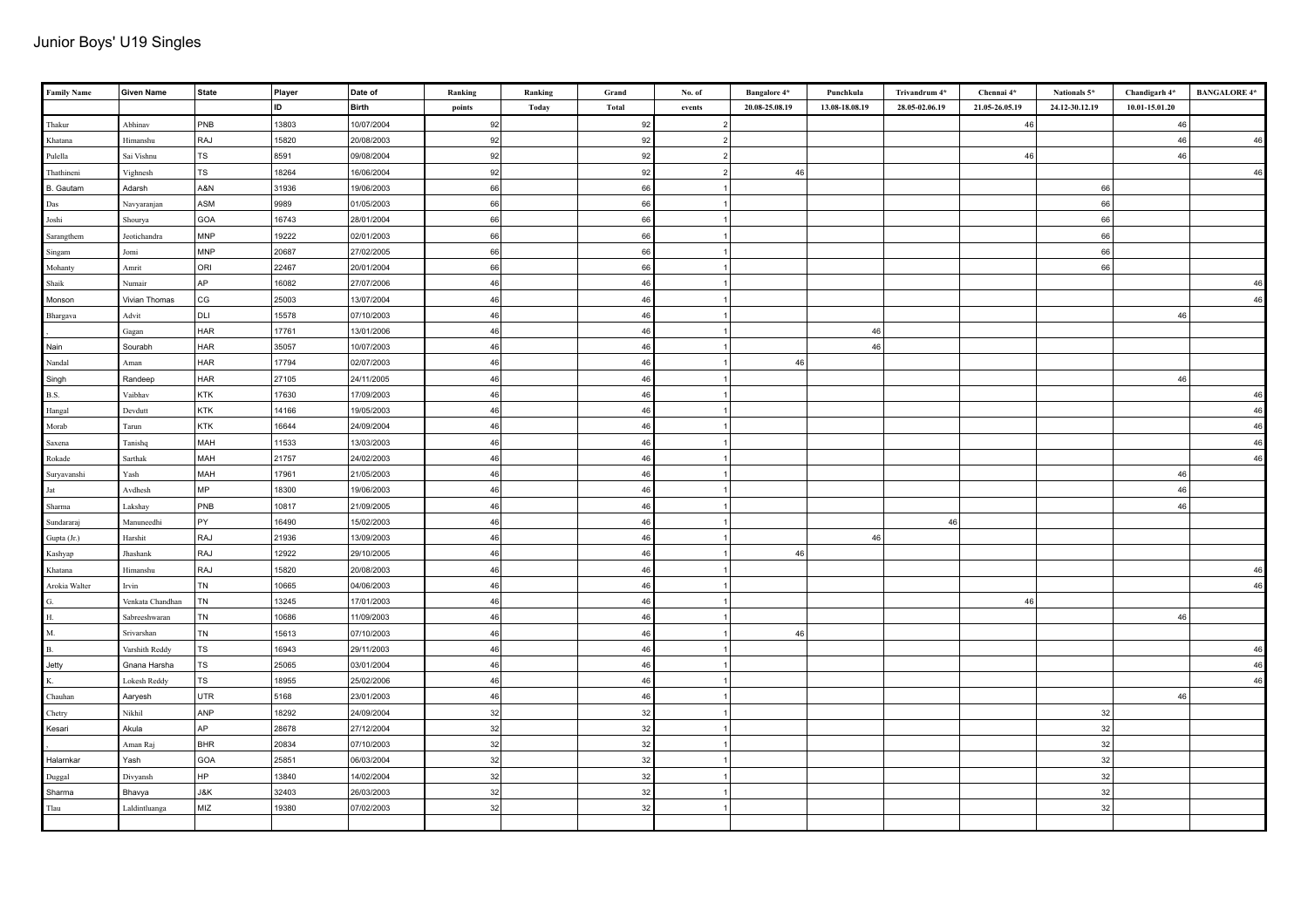# Junior Boys' U19 Singles

| Family Name | Given Name | State | Player | Date of | Ranking | Ranking | Grand | No. of | Bangalore 4* | Punchkula | Trivandrum 4* | Chennai 4* | Nationals 5* | Chandigarh 4* | BANGALORE 4* |
|---|---|---|---|---|---|---|---|---|---|---|---|---|---|---|---|
| | | | ID | Birth | points | Today | Total | events | 20.08-25.08.19 | 13.08-18.08.19 | 28.05-02.06.19 | 21.05-26.05.19 | 24.12-30.12.19 | 10.01-15.01.20 | |
| Thakur | Abhinav | PNB | 13803 | 10/07/2004 | 92 | | 92 | 2 | | | | 46 | | 46 | |
| Khatana | Himanshu | RAJ | 15820 | 20/08/2003 | 92 | | 92 | 2 | | | | | | 46 | 46 |
| Pulella | Sai Vishnu | TS | 8591 | 09/08/2004 | 92 | | 92 | 2 | | | | 46 | | 46 | |
| Thathineni | Vighnesh | TS | 18264 | 16/06/2004 | 92 | | 92 | 2 | 46 | | | | | | 46 |
| B. Gautam | Adarsh | A&N | 31936 | 19/06/2003 | 66 | | 66 | 1 | | | | | 66 | | |
| Das | Navyaranjan | ASM | 9989 | 01/05/2003 | 66 | | 66 | 1 | | | | | 66 | | |
| Joshi | Shourya | GOA | 16743 | 28/01/2004 | 66 | | 66 | 1 | | | | | 66 | | |
| Sarangthem | Jeotichandra | MNP | 19222 | 02/01/2003 | 66 | | 66 | 1 | | | | | 66 | | |
| Singam | Jomi | MNP | 20687 | 27/02/2005 | 66 | | 66 | 1 | | | | | 66 | | |
| Mohanty | Amrit | ORI | 22467 | 20/01/2004 | 66 | | 66 | 1 | | | | | 66 | | |
| Shaik | Numair | AP | 16082 | 27/07/2006 | 46 | | 46 | 1 | | | | | | | 46 |
| Monson | Vivian Thomas | CG | 25003 | 13/07/2004 | 46 | | 46 | 1 | | | | | | | 46 |
| Bhargava | Advit | DLI | 15578 | 07/10/2003 | 46 | | 46 | 1 | | | | | | 46 | |
| . | Gagan | HAR | 17761 | 13/01/2006 | 46 | | 46 | 1 | | 46 | | | | | |
| Nain | Sourabh | HAR | 35057 | 10/07/2003 | 46 | | 46 | 1 | | 46 | | | | | |
| Nandal | Aman | HAR | 17794 | 02/07/2003 | 46 | | 46 | 1 | 46 | | | | | | |
| Singh | Randeep | HAR | 27105 | 24/11/2005 | 46 | | 46 | 1 | | | | | | 46 | |
| B.S. | Vaibhav | KTK | 17630 | 17/09/2003 | 46 | | 46 | 1 | | | | | | | 46 |
| Hangal | Devdutt | KTK | 14166 | 19/05/2003 | 46 | | 46 | 1 | | | | | | | 46 |
| Morab | Tarun | KTK | 16644 | 24/09/2004 | 46 | | 46 | 1 | | | | | | | 46 |
| Saxena | Tanishq | MAH | 11533 | 13/03/2003 | 46 | | 46 | 1 | | | | | | | 46 |
| Rokade | Sarthak | MAH | 21757 | 24/02/2003 | 46 | | 46 | 1 | | | | | | | 46 |
| Suryavanshi | Yash | MAH | 17961 | 21/05/2003 | 46 | | 46 | 1 | | | | | | 46 | |
| Jat | Avdhesh | MP | 18300 | 19/06/2003 | 46 | | 46 | 1 | | | | | | 46 | |
| Sharma | Lakshay | PNB | 10817 | 21/09/2005 | 46 | | 46 | 1 | | | | | | 46 | |
| Sundararaj | Manuneedhi | PY | 16490 | 15/02/2003 | 46 | | 46 | 1 | | | 46 | | | | |
| Gupta (Jr.) | Harshit | RAJ | 21936 | 13/09/2003 | 46 | | 46 | 1 | | 46 | | | | | |
| Kashyap | Jhashank | RAJ | 12922 | 29/10/2005 | 46 | | 46 | 1 | 46 | | | | | | |
| Khatana | Himanshu | RAJ | 15820 | 20/08/2003 | 46 | | 46 | 1 | | | | | | | 46 |
| Arokia Walter | Irvin | TN | 10665 | 04/06/2003 | 46 | | 46 | 1 | | | | | | | 46 |
| G. | Venkata Chandhan | TN | 13245 | 17/01/2003 | 46 | | 46 | 1 | | | | 46 | | | |
| H. | Sabreeshwaran | TN | 10686 | 11/09/2003 | 46 | | 46 | 1 | | | | | | 46 | |
| M. | Srivarshan | TN | 15613 | 07/10/2003 | 46 | | 46 | 1 | 46 | | | | | | |
| B. | Varshith Reddy | TS | 16943 | 29/11/2003 | 46 | | 46 | 1 | | | | | | | 46 |
| Jetty | Gnana Harsha | TS | 25065 | 03/01/2004 | 46 | | 46 | 1 | | | | | | | 46 |
| K. | Lokesh Reddy | TS | 18955 | 25/02/2006 | 46 | | 46 | 1 | | | | | | | 46 |
| Chauhan | Aaryesh | UTR | 5168 | 23/01/2003 | 46 | | 46 | 1 | | | | | | 46 | |
| Chetry | Nikhil | ANP | 18292 | 24/09/2004 | 32 | | 32 | 1 | | | | | 32 | | |
| Kesari | Akula | AP | 28678 | 27/12/2004 | 32 | | 32 | 1 | | | | | 32 | | |
| . | Aman Raj | BHR | 20834 | 07/10/2003 | 32 | | 32 | 1 | | | | | 32 | | |
| Halarnkar | Yash | GOA | 25851 | 06/03/2004 | 32 | | 32 | 1 | | | | | 32 | | |
| Duggal | Divyansh | HP | 13840 | 14/02/2004 | 32 | | 32 | 1 | | | | | 32 | | |
| Sharma | Bhavya | J&K | 32403 | 26/03/2003 | 32 | | 32 | 1 | | | | | 32 | | |
| Tlau | Laldintluanga | MIZ | 19380 | 07/02/2003 | 32 | | 32 | 1 | | | | | 32 | | |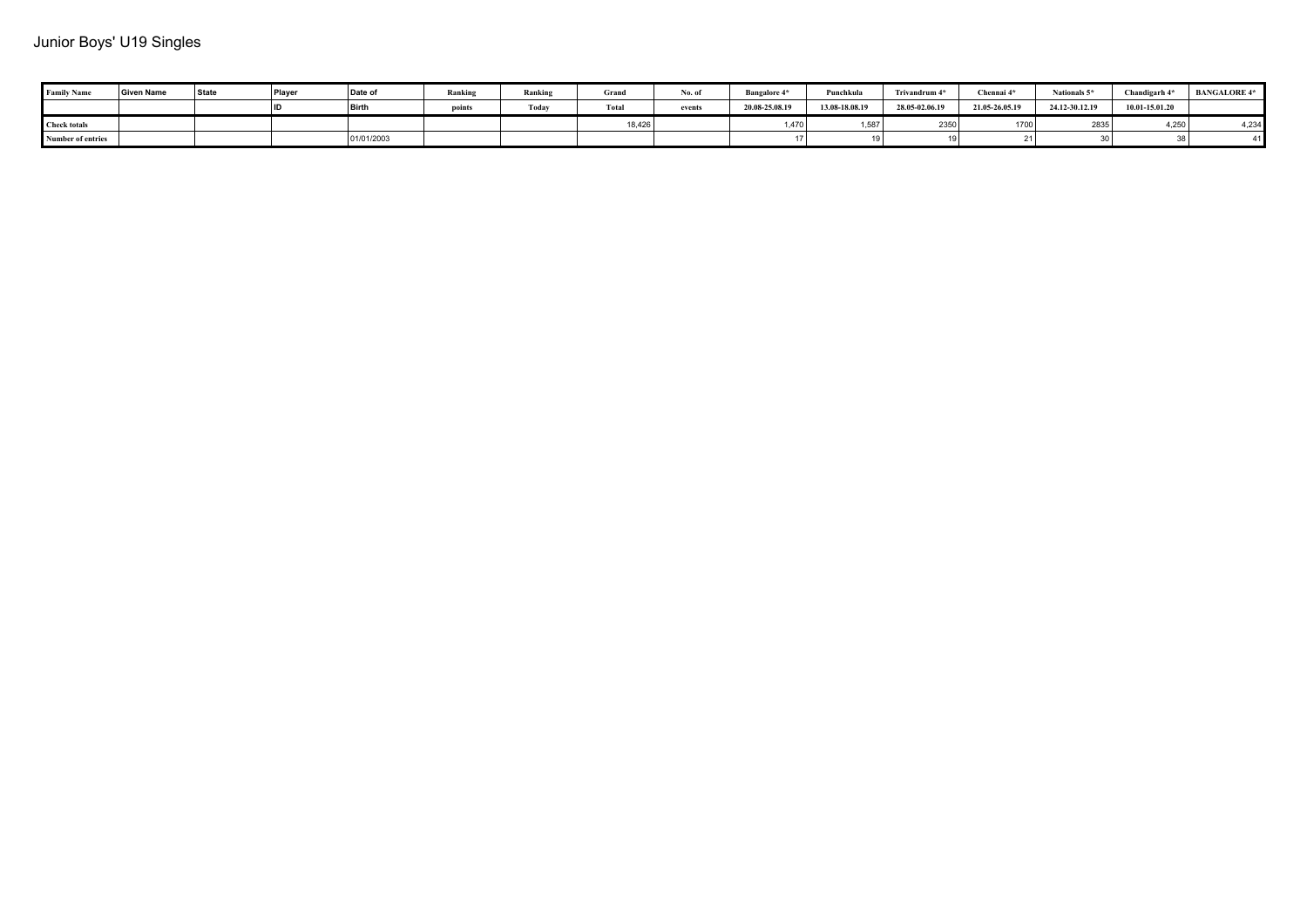# Junior Boys' U19 Singles

| Family Name | Given Name | State | Player ID | Date of Birth | Ranking points | Ranking Today | Grand Total | No. of events | Bangalore 4* 20.08-25.08.19 | Punchkula 13.08-18.08.19 | Trivandrum 4* 28.05-02.06.19 | Chennai 4* 21.05-26.05.19 | Nationals 5* 24.12-30.12.19 | Chandigarh 4* 10.01-15.01.20 | BANGALORE 4* |
|---|---|---|---|---|---|---|---|---|---|---|---|---|---|---|---|
| Check totals | | | | | | | 18,426 | | 1,470 | 1,587 | 2350 | 1700 | 2835 | 4,250 | 4,234 |
| Number of entries | | | | 01/01/2003 | | | | | 17 | 19 | 19 | 21 | 30 | 38 | 41 |